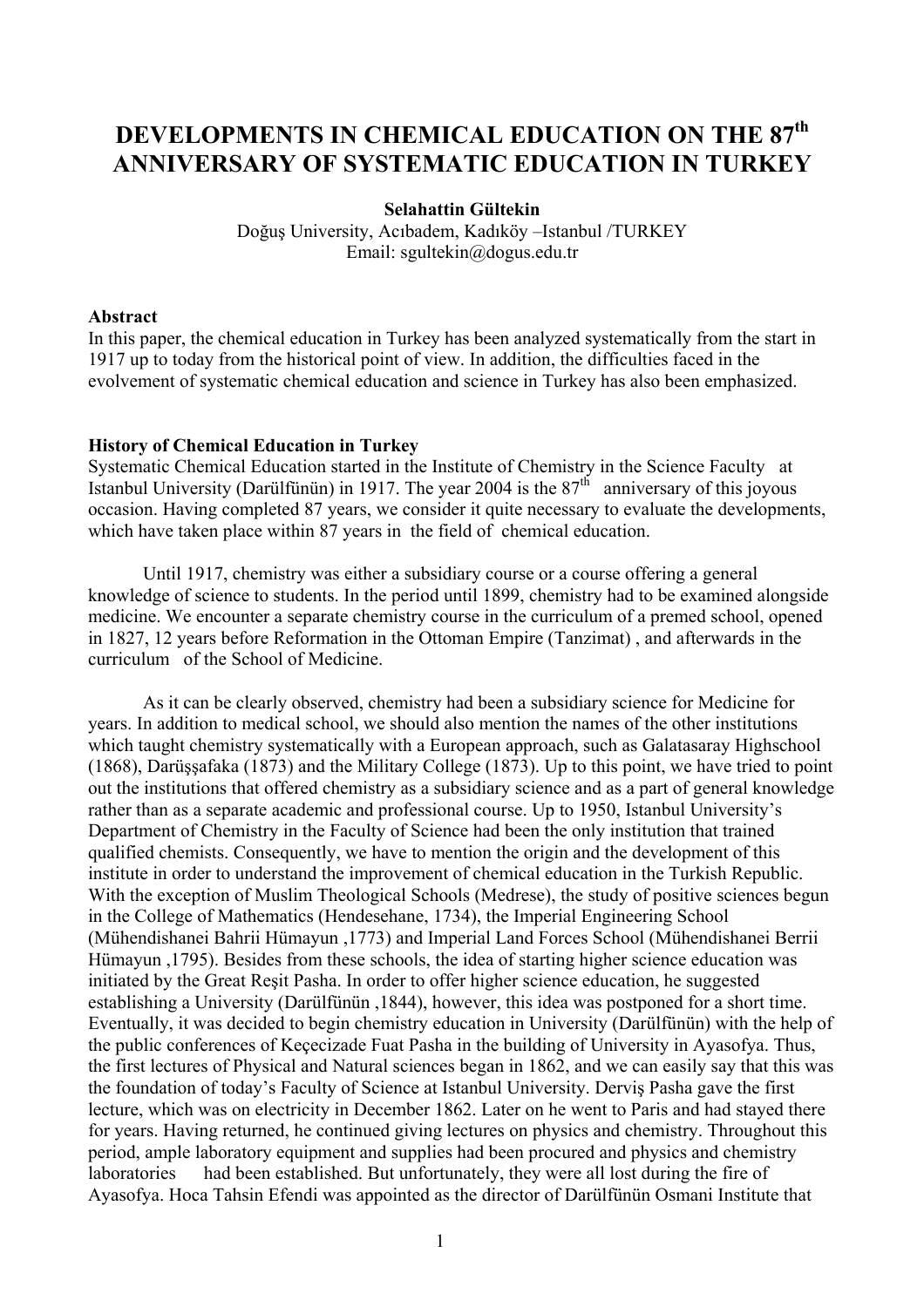# DEVELOPMENTS IN CHEMICAL EDUCATION ON THE 87$^{th}$ ANNIVERSARY OF SYSTEMATIC EDUCATION IN TURKEY

**Selahattin Gültekin**
Doğuş University, Acıbadem, Kadıköy –Istanbul /TURKEY
Email: sgultekin@dogus.edu.tr

**Abstract**
In this paper, the chemical education in Turkey has been analyzed systematically from the start in 1917 up to today from the historical point of view. In addition, the difficulties faced in the evolvement of systematic chemical education and science in Turkey has also been emphasized.

**History of Chemical Education in Turkey**
Systematic Chemical Education started in the Institute of Chemistry in the Science Faculty at Istanbul University (Darülfünün) in 1917. The year 2004 is the 87$^{th}$ anniversary of this joyous occasion. Having completed 87 years, we consider it quite necessary to evaluate the developments, which have taken place within 87 years in the field of chemical education.

Until 1917, chemistry was either a subsidiary course or a course offering a general knowledge of science to students. In the period until 1899, chemistry had to be examined alongside medicine. We encounter a separate chemistry course in the curriculum of a premed school, opened in 1827, 12 years before Reformation in the Ottoman Empire (Tanzimat) , and afterwards in the curriculum of the School of Medicine.

As it can be clearly observed, chemistry had been a subsidiary science for Medicine for years. In addition to medical school, we should also mention the names of the other institutions which taught chemistry systematically with a European approach, such as Galatasaray Highschool (1868), Darüşşafaka (1873) and the Military College (1873). Up to this point, we have tried to point out the institutions that offered chemistry as a subsidiary science and as a part of general knowledge rather than as a separate academic and professional course. Up to 1950, Istanbul University's Department of Chemistry in the Faculty of Science had been the only institution that trained qualified chemists. Consequently, we have to mention the origin and the development of this institute in order to understand the improvement of chemical education in the Turkish Republic. With the exception of Muslim Theological Schools (Medrese), the study of positive sciences begun in the College of Mathematics (Hendesehane, 1734), the Imperial Engineering School (Mühendishanei Bahrii Hümayun ,1773) and Imperial Land Forces School (Mühendishanei Berrii Hümayun ,1795). Besides from these schools, the idea of starting higher science education was initiated by the Great Reşit Pasha. In order to offer higher science education, he suggested establishing a University (Darülfünün ,1844), however, this idea was postponed for a short time. Eventually, it was decided to begin chemistry education in University (Darülfünün) with the help of the public conferences of Keçecizade Fuat Pasha in the building of University in Ayasofya. Thus, the first lectures of Physical and Natural sciences began in 1862, and we can easily say that this was the foundation of today's Faculty of Science at Istanbul University. Derviş Pasha gave the first lecture, which was on electricity in December 1862. Later on he went to Paris and had stayed there for years. Having returned, he continued giving lectures on physics and chemistry. Throughout this period, ample laboratory equipment and supplies had been procured and physics and chemistry laboratories had been established. But unfortunately, they were all lost during the fire of Ayasofya. Hoca Tahsin Efendi was appointed as the director of Darülfünün Osmani Institute that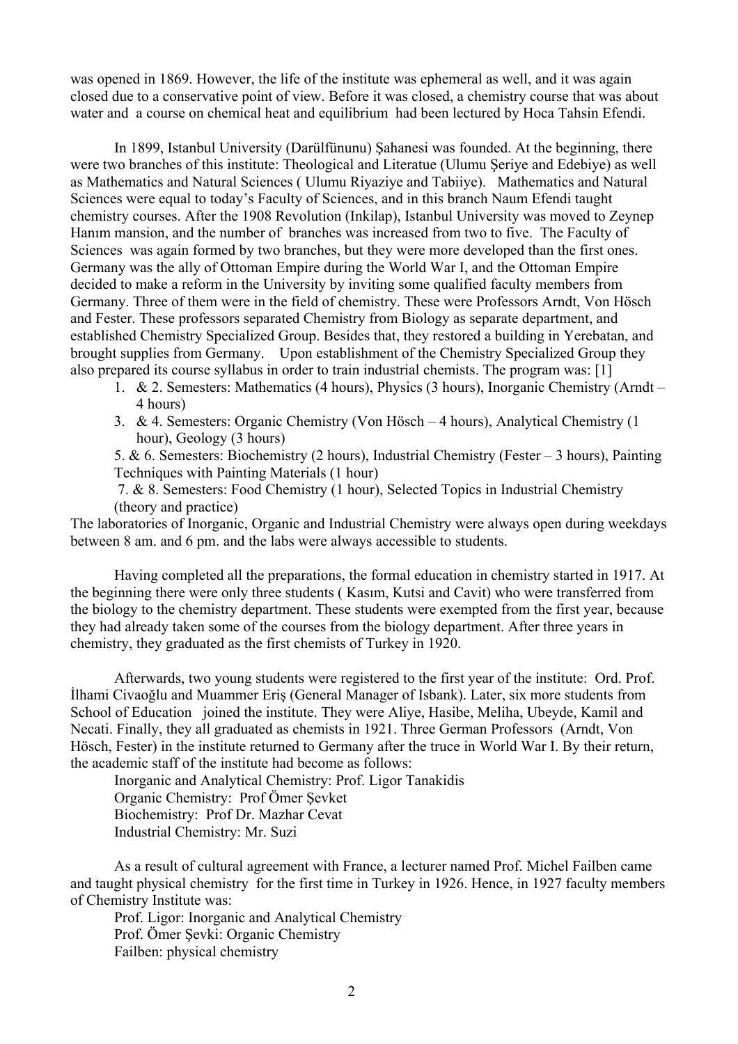was opened in 1869. However, the life of the institute was ephemeral as well, and it was again closed due to a conservative point of view. Before it was closed, a chemistry course that was about water and a course on chemical heat and equilibrium had been lectured by Hoca Tahsin Efendi.

In 1899, Istanbul University (Darülfünunu) Şahanesi was founded. At the beginning, there were two branches of this institute: Theological and Literatue (Ulumu Şeriye and Edebiye) as well as Mathematics and Natural Sciences ( Ulumu Riyaziye and Tabiiye). Mathematics and Natural Sciences were equal to today's Faculty of Sciences, and in this branch Naum Efendi taught chemistry courses. After the 1908 Revolution (Inkilap), Istanbul University was moved to Zeynep Hanım mansion, and the number of branches was increased from two to five. The Faculty of Sciences was again formed by two branches, but they were more developed than the first ones. Germany was the ally of Ottoman Empire during the World War I, and the Ottoman Empire decided to make a reform in the University by inviting some qualified faculty members from Germany. Three of them were in the field of chemistry. These were Professors Arndt, Von Hösch and Fester. These professors separated Chemistry from Biology as separate department, and established Chemistry Specialized Group. Besides that, they restored a building in Yerebatan, and brought supplies from Germany. Upon establishment of the Chemistry Specialized Group they also prepared its course syllabus in order to train industrial chemists. The program was: [1]

1. & 2. Semesters: Mathematics (4 hours), Physics (3 hours), Inorganic Chemistry (Arndt – 4 hours)
3. & 4. Semesters: Organic Chemistry (Von Hösch – 4 hours), Analytical Chemistry (1 hour), Geology (3 hours)

5. & 6. Semesters: Biochemistry (2 hours), Industrial Chemistry (Fester – 3 hours), Painting Techniques with Painting Materials (1 hour)

7. & 8. Semesters: Food Chemistry (1 hour), Selected Topics in Industrial Chemistry (theory and practice)

The laboratories of Inorganic, Organic and Industrial Chemistry were always open during weekdays between 8 am. and 6 pm. and the labs were always accessible to students.

Having completed all the preparations, the formal education in chemistry started in 1917. At the beginning there were only three students ( Kasım, Kutsi and Cavit) who were transferred from the biology to the chemistry department. These students were exempted from the first year, because they had already taken some of the courses from the biology department. After three years in chemistry, they graduated as the first chemists of Turkey in 1920.

Afterwards, two young students were registered to the first year of the institute: Ord. Prof. İlhami Civaoğlu and Muammer Eriş (General Manager of Isbank). Later, six more students from School of Education joined the institute. They were Aliye, Hasibe, Meliha, Ubeyde, Kamil and Necati. Finally, they all graduated as chemists in 1921. Three German Professors (Arndt, Von Hösch, Fester) in the institute returned to Germany after the truce in World War I. By their return, the academic staff of the institute had become as follows:

Inorganic and Analytical Chemistry: Prof. Ligor Tanakidis
Organic Chemistry: Prof Ömer Şevket
Biochemistry: Prof Dr. Mazhar Cevat
Industrial Chemistry: Mr. Suzi

As a result of cultural agreement with France, a lecturer named Prof. Michel Failben came and taught physical chemistry for the first time in Turkey in 1926. Hence, in 1927 faculty members of Chemistry Institute was:

Prof. Ligor: Inorganic and Analytical Chemistry
Prof. Ömer Şevki: Organic Chemistry
Failben: physical chemistry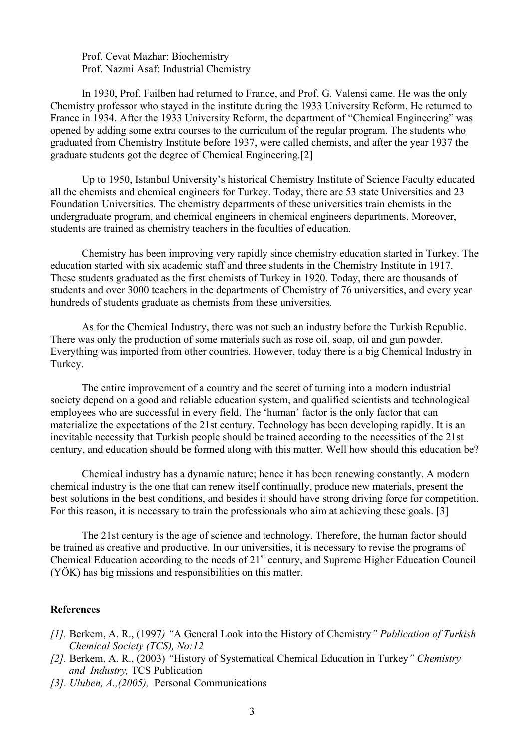Prof. Cevat Mazhar: Biochemistry
Prof. Nazmi Asaf: Industrial Chemistry

In 1930, Prof. Failben had returned to France, and Prof. G. Valensi came. He was the only Chemistry professor who stayed in the institute during the 1933 University Reform. He returned to France in 1934. After the 1933 University Reform, the department of "Chemical Engineering" was opened by adding some extra courses to the curriculum of the regular program. The students who graduated from Chemistry Institute before 1937, were called chemists, and after the year 1937 the graduate students got the degree of Chemical Engineering.[2]

Up to 1950, Istanbul University's historical Chemistry Institute of Science Faculty educated all the chemists and chemical engineers for Turkey. Today, there are 53 state Universities and 23 Foundation Universities. The chemistry departments of these universities train chemists in the undergraduate program, and chemical engineers in chemical engineers departments. Moreover, students are trained as chemistry teachers in the faculties of education.

Chemistry has been improving very rapidly since chemistry education started in Turkey. The education started with six academic staff and three students in the Chemistry Institute in 1917. These students graduated as the first chemists of Turkey in 1920. Today, there are thousands of students and over 3000 teachers in the departments of Chemistry of 76 universities, and every year hundreds of students graduate as chemists from these universities.

As for the Chemical Industry, there was not such an industry before the Turkish Republic. There was only the production of some materials such as rose oil, soap, oil and gun powder. Everything was imported from other countries. However, today there is a big Chemical Industry in Turkey.

The entire improvement of a country and the secret of turning into a modern industrial society depend on a good and reliable education system, and qualified scientists and technological employees who are successful in every field. The 'human' factor is the only factor that can materialize the expectations of the 21st century. Technology has been developing rapidly. It is an inevitable necessity that Turkish people should be trained according to the necessities of the 21st century, and education should be formed along with this matter. Well how should this education be?

Chemical industry has a dynamic nature; hence it has been renewing constantly. A modern chemical industry is the one that can renew itself continually, produce new materials, present the best solutions in the best conditions, and besides it should have strong driving force for competition. For this reason, it is necessary to train the professionals who aim at achieving these goals. [3]

The 21st century is the age of science and technology. Therefore, the human factor should be trained as creative and productive. In our universities, it is necessary to revise the programs of Chemical Education according to the needs of 21st century, and Supreme Higher Education Council (YÖK) has big missions and responsibilities on this matter.

## References

*[1].* Berkem, A. R., (1997*) "*A General Look into the History of Chemistry*" Publication of Turkish Chemical Society (TCS), No:12*

*[2].* Berkem, A. R., (2003) *"*History of Systematical Chemical Education in Turkey*" Chemistry and Industry,* TCS Publication

*[3]. Uluben, A.,(2005),* Personal Communications